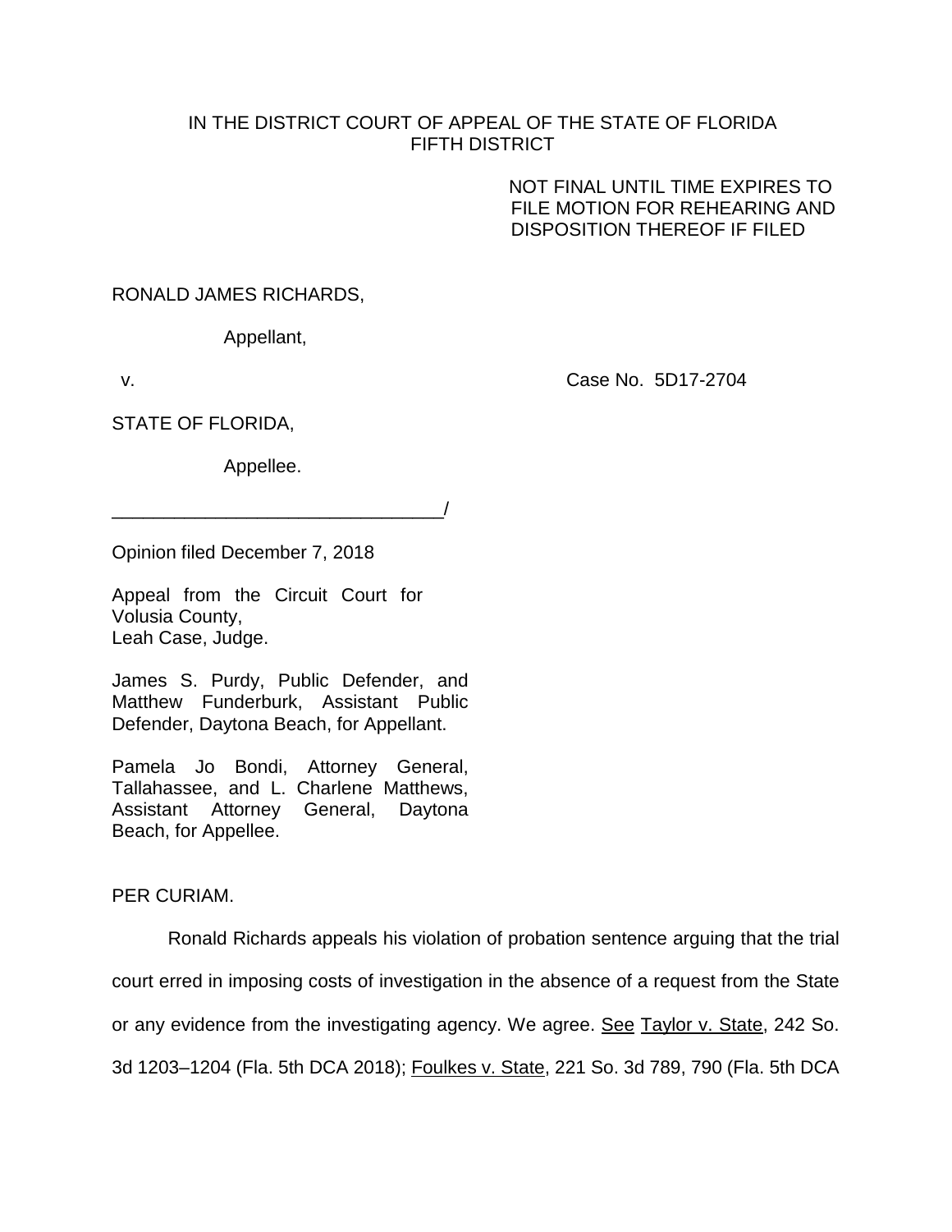IN THE DISTRICT COURT OF APPEAL OF THE STATE OF FLORIDA
FIFTH DISTRICT

NOT FINAL UNTIL TIME EXPIRES TO FILE MOTION FOR REHEARING AND DISPOSITION THEREOF IF FILED

RONALD JAMES RICHARDS,

Appellant,

v. Case No. 5D17-2704

STATE OF FLORIDA,

Appellee.

________________________________/

Opinion filed December 7, 2018

Appeal from the Circuit Court for Volusia County,
Leah Case, Judge.

James S. Purdy, Public Defender, and Matthew Funderburk, Assistant Public Defender, Daytona Beach, for Appellant.

Pamela Jo Bondi, Attorney General, Tallahassee, and L. Charlene Matthews, Assistant Attorney General, Daytona Beach, for Appellee.

PER CURIAM.

Ronald Richards appeals his violation of probation sentence arguing that the trial court erred in imposing costs of investigation in the absence of a request from the State or any evidence from the investigating agency. We agree. See Taylor v. State, 242 So. 3d 1203–1204 (Fla. 5th DCA 2018); Foulkes v. State, 221 So. 3d 789, 790 (Fla. 5th DCA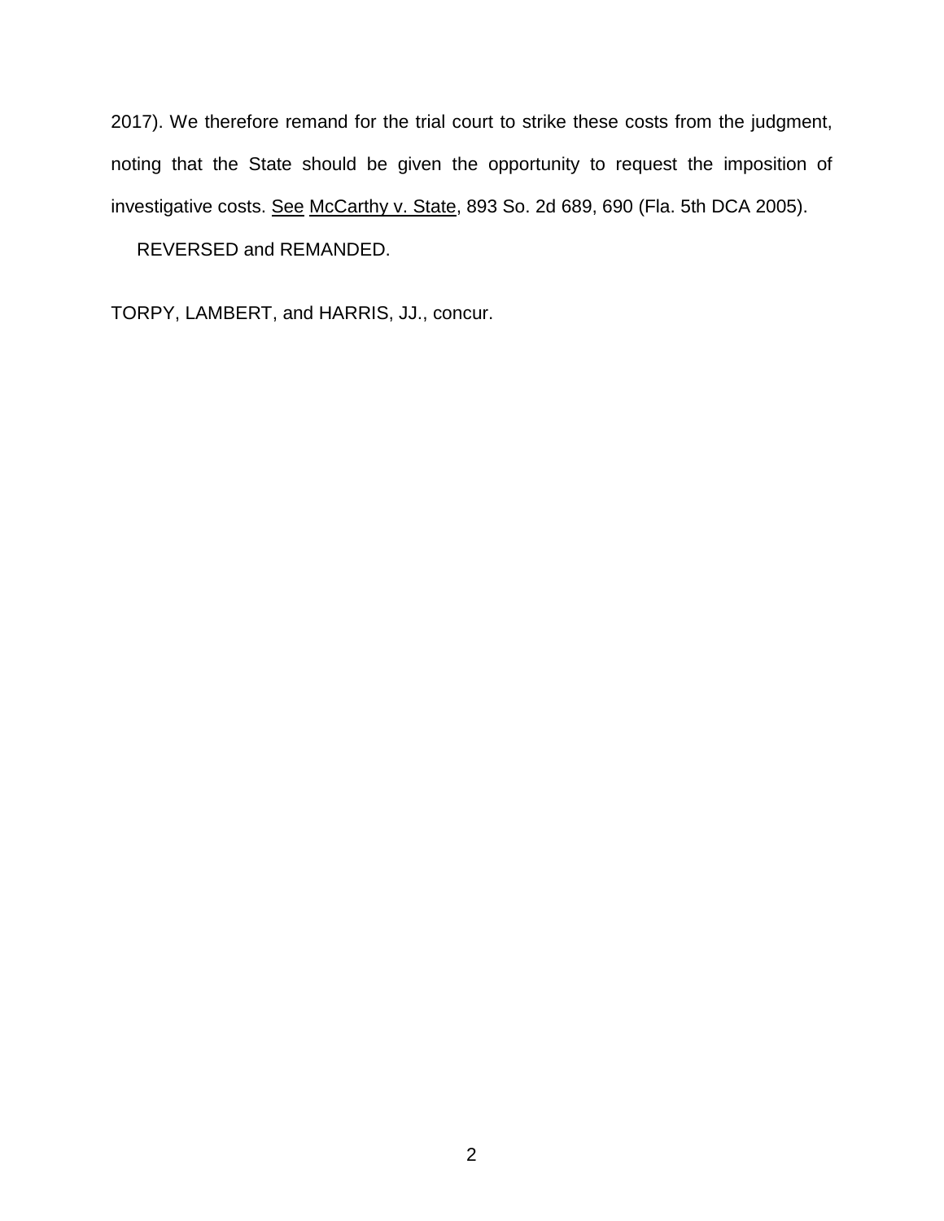2017). We therefore remand for the trial court to strike these costs from the judgment, noting that the State should be given the opportunity to request the imposition of investigative costs. See McCarthy v. State, 893 So. 2d 689, 690 (Fla. 5th DCA 2005).

REVERSED and REMANDED.

TORPY, LAMBERT, and HARRIS, JJ., concur.